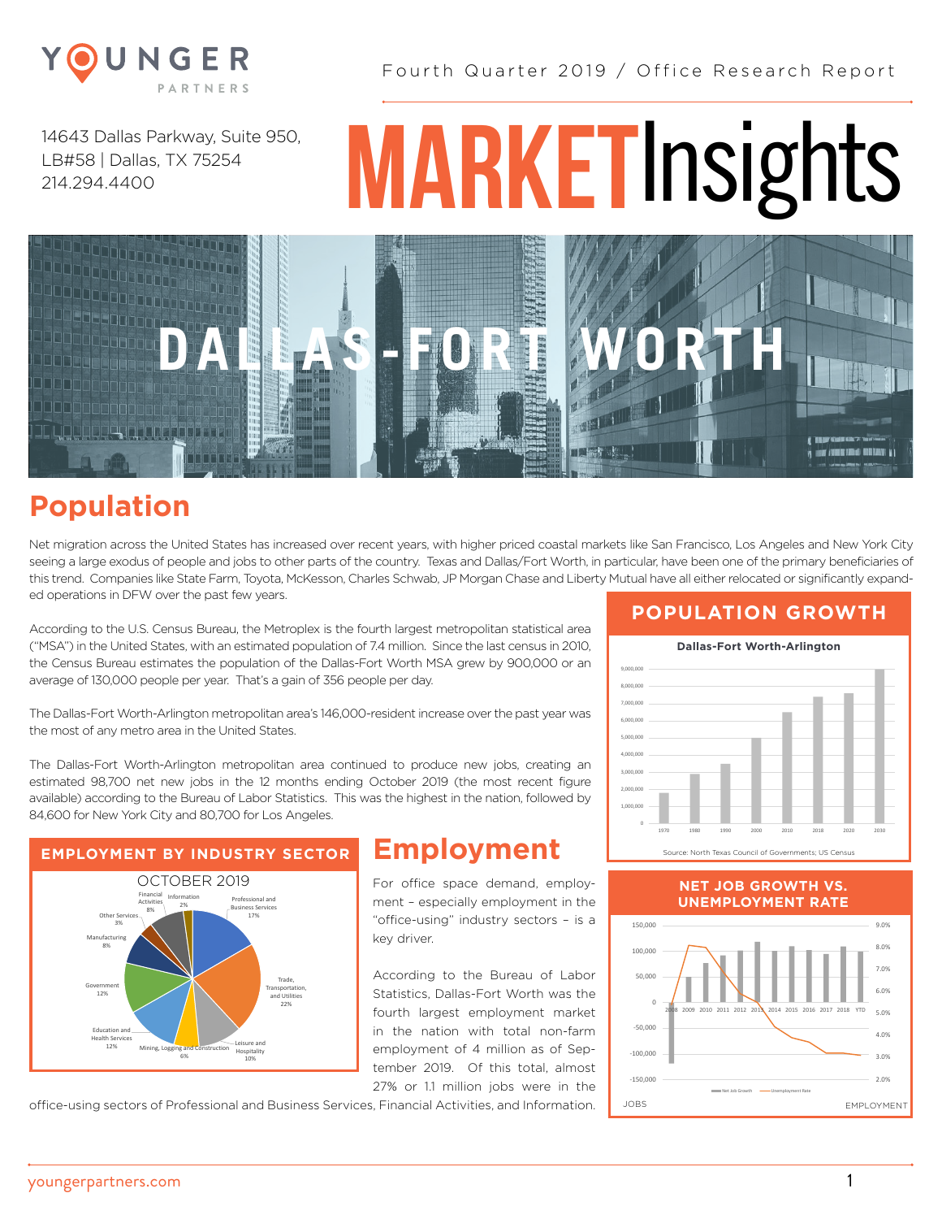YOUNGER PARTNERS

Fourth Quarter 2019 / Office Research Report

14643 Dallas Parkway, Suite 950, LB#58 | Dallas, TX 75254
214.294.4400

# MARKETInsights

## DALLAS-FORT WORTH

## Population

Net migration across the United States has increased over recent years, with higher priced coastal markets like San Francisco, Los Angeles and New York City seeing a large exodus of people and jobs to other parts of the country. Texas and Dallas/Fort Worth, in particular, have been one of the primary beneficiaries of this trend. Companies like State Farm, Toyota, McKesson, Charles Schwab, JP Morgan Chase and Liberty Mutual have all either relocated or significantly expanded operations in DFW over the past few years.

According to the U.S. Census Bureau, the Metroplex is the fourth largest metropolitan statistical area ("MSA") in the United States, with an estimated population of 7.4 million. Since the last census in 2010, the Census Bureau estimates the population of the Dallas-Fort Worth MSA grew by 900,000 or an average of 130,000 people per year. That's a gain of 356 people per day.

The Dallas-Fort Worth-Arlington metropolitan area's 146,000-resident increase over the past year was the most of any metro area in the United States.

The Dallas-Fort Worth-Arlington metropolitan area continued to produce new jobs, creating an estimated 98,700 net new jobs in the 12 months ending October 2019 (the most recent figure available) according to the Bureau of Labor Statistics. This was the highest in the nation, followed by 84,600 for New York City and 80,700 for Los Angeles.

### POPULATION GROWTH

**Dallas-Fort Worth-Arlington**

Source: North Texas Council of Governments; US Census

### EMPLOYMENT BY INDUSTRY SECTOR

OCTOBER 2019

| Sector | Share |
| --- | --- |
| Professional and Business Services | 17% |
| Trade, Transportation, and Utilities | 22% |
| Leisure and Hospitality | 10% |
| Mining, Logging and Construction | 6% |
| Education and Health Services | 12% |
| Government | 12% |
| Manufacturing | 8% |
| Other Services | 3% |
| Financial Activities | 8% |
| Information | 2% |

## Employment

For office space demand, employment – especially employment in the "office-using" industry sectors – is a key driver.

According to the Bureau of Labor Statistics, Dallas-Fort Worth was the fourth largest employment market in the nation with total non-farm employment of 4 million as of September 2019. Of this total, almost 27% or 1.1 million jobs were in the office-using sectors of Professional and Business Services, Financial Activities, and Information.

### NET JOB GROWTH VS. UNEMPLOYMENT RATE

JOBS — EMPLOYMENT

Net Job Growth — Unemployment Rate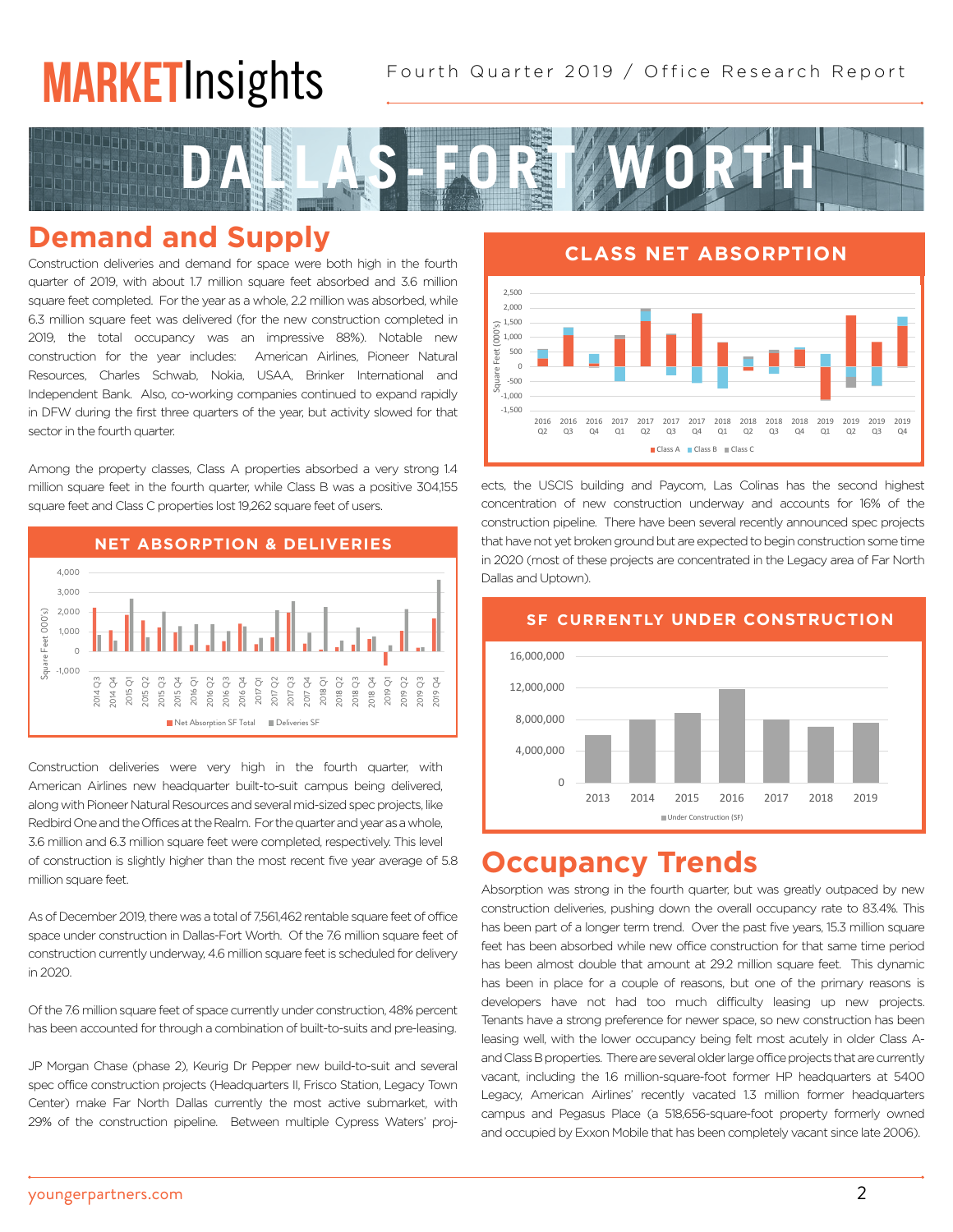# MARKETInsights

Fourth Quarter 2019 / Office Research Report

# DALLAS-FORT WORTH

## Demand and Supply

Construction deliveries and demand for space were both high in the fourth quarter of 2019, with about 1.7 million square feet absorbed and 3.6 million square feet completed. For the year as a whole, 2.2 million was absorbed, while 6.3 million square feet was delivered (for the new construction completed in 2019, the total occupancy was an impressive 88%). Notable new construction for the year includes: American Airlines, Pioneer Natural Resources, Charles Schwab, Nokia, USAA, Brinker International and Independent Bank. Also, co-working companies continued to expand rapidly in DFW during the first three quarters of the year, but activity slowed for that sector in the fourth quarter.

Among the property classes, Class A properties absorbed a very strong 1.4 million square feet in the fourth quarter, while Class B was a positive 304,155 square feet and Class C properties lost 19,262 square feet of users.

**NET ABSORPTION & DELIVERIES**

Construction deliveries were very high in the fourth quarter, with American Airlines new headquarter built-to-suit campus being delivered, along with Pioneer Natural Resources and several mid-sized spec projects, like Redbird One and the Offices at the Realm. For the quarter and year as a whole, 3.6 million and 6.3 million square feet were completed, respectively. This level of construction is slightly higher than the most recent five year average of 5.8 million square feet.

As of December 2019, there was a total of 7,561,462 rentable square feet of office space under construction in Dallas-Fort Worth. Of the 7.6 million square feet of construction currently underway, 4.6 million square feet is scheduled for delivery in 2020.

Of the 7.6 million square feet of space currently under construction, 48% percent has been accounted for through a combination of built-to-suits and pre-leasing.

JP Morgan Chase (phase 2), Keurig Dr Pepper new build-to-suit and several spec office construction projects (Headquarters II, Frisco Station, Legacy Town Center) make Far North Dallas currently the most active submarket, with 29% of the construction pipeline. Between multiple Cypress Waters' projects, the USCIS building and Paycom, Las Colinas has the second highest concentration of new construction underway and accounts for 16% of the construction pipeline. There have been several recently announced spec projects that have not yet broken ground but are expected to begin construction some time in 2020 (most of these projects are concentrated in the Legacy area of Far North Dallas and Uptown).

**CLASS NET ABSORPTION**

**SF CURRENTLY UNDER CONSTRUCTION**

## Occupancy Trends

Absorption was strong in the fourth quarter, but was greatly outpaced by new construction deliveries, pushing down the overall occupancy rate to 83.4%. This has been part of a longer term trend. Over the past five years, 15.3 million square feet has been absorbed while new office construction for that same time period has been almost double that amount at 29.2 million square feet. This dynamic has been in place for a couple of reasons, but one of the primary reasons is developers have not had too much difficulty leasing up new projects. Tenants have a strong preference for newer space, so new construction has been leasing well, with the lower occupancy being felt most acutely in older Class A- and Class B properties. There are several older large office projects that are currently vacant, including the 1.6 million-square-foot former HP headquarters at 5400 Legacy, American Airlines' recently vacated 1.3 million former headquarters campus and Pegasus Place (a 518,656-square-foot property formerly owned and occupied by Exxon Mobile that has been completely vacant since late 2006).

youngerpartners.com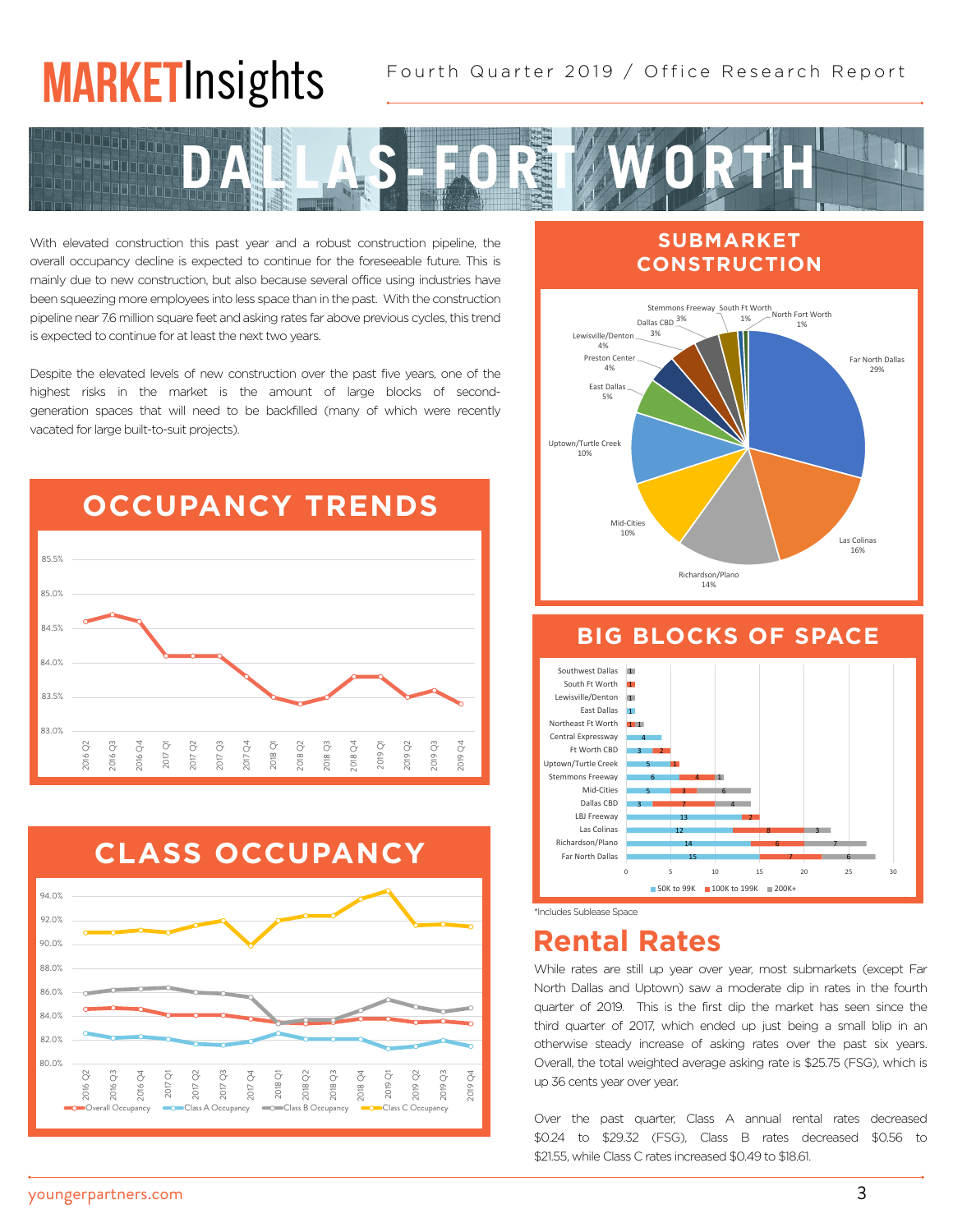# MARKETInsights

Fourth Quarter 2019 / Office Research Report

# DALLAS-FORT WORTH

With elevated construction this past year and a robust construction pipeline, the overall occupancy decline is expected to continue for the foreseeable future. This is mainly due to new construction, but also because several office using industries have been squeezing more employees into less space than in the past. With the construction pipeline near 7.6 million square feet and asking rates far above previous cycles, this trend is expected to continue for at least the next two years.

Despite the elevated levels of new construction over the past five years, one of the highest risks in the market is the amount of large blocks of second-generation spaces that will need to be backfilled (many of which were recently vacated for large built-to-suit projects).

## OCCUPANCY TRENDS

| Quarter | Occupancy |
|---|---|
| 2016 Q2 | 84.6% |
| 2016 Q3 | 84.7% |
| 2016 Q4 | 84.6% |
| 2017 Q1 | 84.1% |
| 2017 Q2 | 84.1% |
| 2017 Q3 | 84.1% |
| 2017 Q4 | 83.8% |
| 2018 Q1 | 83.5% |
| 2018 Q2 | 83.4% |
| 2018 Q3 | 83.5% |
| 2018 Q4 | 83.8% |
| 2019 Q1 | 83.8% |
| 2019 Q2 | 83.5% |
| 2019 Q3 | 83.6% |
| 2019 Q4 | 83.4% |

## CLASS OCCUPANCY

Legend: Overall Occupancy, Class A Occupancy, Class B Occupancy, Class C Occupancy (2016 Q2 – 2019 Q4)

## SUBMARKET CONSTRUCTION

| Submarket | Share |
|---|---|
| Far North Dallas | 29% |
| Las Colinas | 16% |
| Richardson/Plano | 14% |
| Mid-Cities | 10% |
| Uptown/Turtle Creek | 10% |
| East Dallas | 5% |
| Preston Center | 4% |
| Lewisville/Denton | 4% |
| Dallas CBD | 3% |
| Stemmons Freeway | 3% |
| South Ft Worth | 1% |
| North Fort Worth | 1% |

## BIG BLOCKS OF SPACE

| Submarket | 50K to 99K | 100K to 199K | 200K+ |
|---|---|---|---|
| Southwest Dallas | | | 1 |
| South Ft Worth | | 1 | |
| Lewisville/Denton | | | 1 |
| East Dallas | 1 | | |
| Northeast Ft Worth | | 1 | 1 |
| Central Expressway | 4 | | |
| Ft Worth CBD | 3 | 2 | |
| Uptown/Turtle Creek | 5 | 1 | |
| Stemmons Freeway | 6 | 4 | 1 |
| Mid-Cities | 5 | 3 | 6 |
| Dallas CBD | 3 | 7 | 4 |
| LBJ Freeway | 13 | 2 | |
| Las Colinas | 12 | 8 | 3 |
| Richardson/Plano | 14 | 6 | 7 |
| Far North Dallas | 15 | 7 | 6 |

*Includes Sublease Space

## Rental Rates

While rates are still up year over year, most submarkets (except Far North Dallas and Uptown) saw a moderate dip in rates in the fourth quarter of 2019. This is the first dip the market has seen since the third quarter of 2017, which ended up just being a small blip in an otherwise steady increase of asking rates over the past six years. Overall, the total weighted average asking rate is $25.75 (FSG), which is up 36 cents year over year.

Over the past quarter, Class A annual rental rates decreased $0.24 to $29.32 (FSG), Class B rates decreased $0.56 to $21.55, while Class C rates increased $0.49 to $18.61.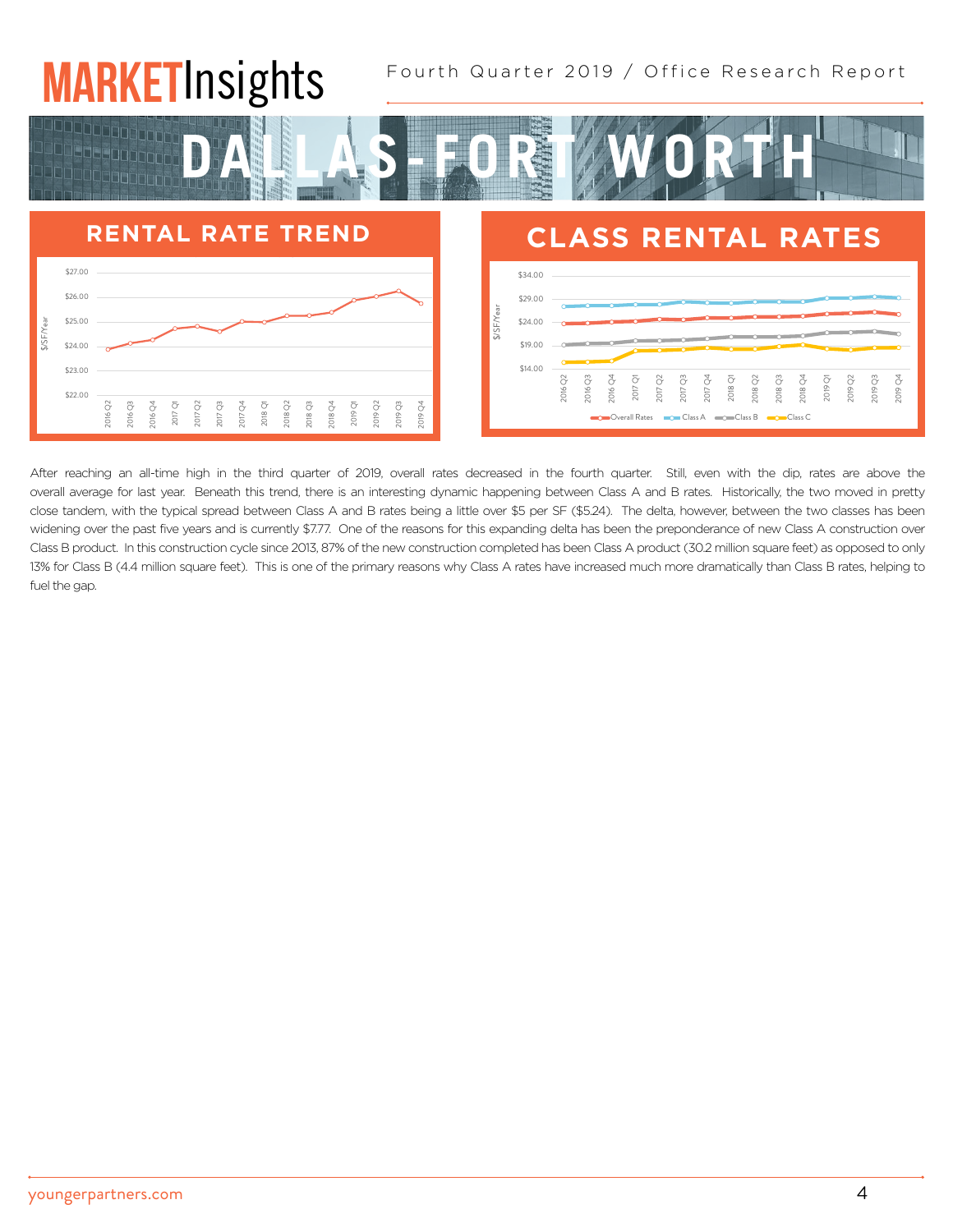# DALLAS-FORT WORTH

## RENTAL RATE TREND

## CLASS RENTAL RATES

After reaching an all-time high in the third quarter of 2019, overall rates decreased in the fourth quarter. Still, even with the dip, rates are above the overall average for last year. Beneath this trend, there is an interesting dynamic happening between Class A and B rates. Historically, the two moved in pretty close tandem, with the typical spread between Class A and B rates being a little over $5 per SF ($5.24). The delta, however, between the two classes has been widening over the past five years and is currently $7.77. One of the reasons for this expanding delta has been the preponderance of new Class A construction over Class B product. In this construction cycle since 2013, 87% of the new construction completed has been Class A product (30.2 million square feet) as opposed to only 13% for Class B (4.4 million square feet). This is one of the primary reasons why Class A rates have increased much more dramatically than Class B rates, helping to fuel the gap.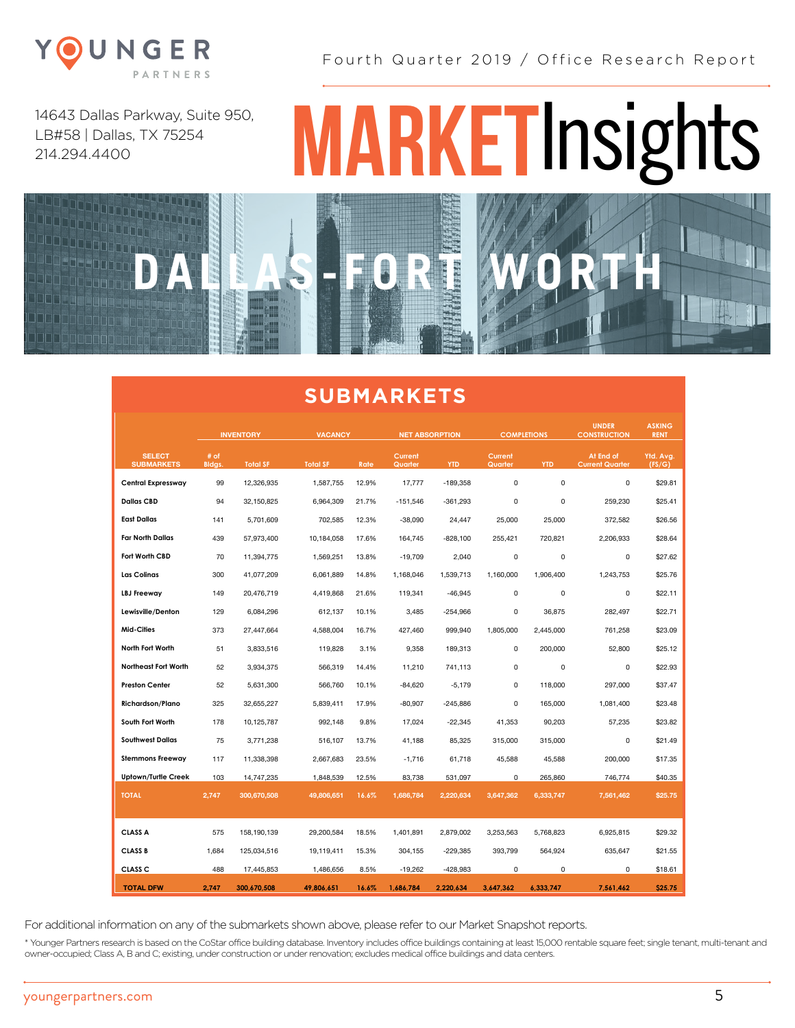YOUNGER PARTNERS

Fourth Quarter 2019 / Office Research Report

14643 Dallas Parkway, Suite 950,
LB#58 | Dallas, TX 75254
214.294.4400

# MARKETInsights

# DALLAS-FORT WORTH

## SUBMARKETS

| | INVENTORY | | VACANCY | | NET ABSORPTION | | COMPLETIONS | | UNDER CONSTRUCTION | ASKING RENT |
|---|---|---|---|---|---|---|---|---|---|---|
| SELECT SUBMARKETS | # of Bldgs. | Total SF | Total SF | Rate | Current Quarter | YTD | Current Quarter | YTD | At End of Current Quarter | Yld. Avg. (FS/G) |
| Central Expressway | 99 | 12,326,935 | 1,587,755 | 12.9% | 17,777 | -189,358 | 0 | 0 | 0 | $29.81 |
| Dallas CBD | 94 | 32,150,825 | 6,964,309 | 21.7% | -151,546 | -361,293 | 0 | 0 | 259,230 | $25.41 |
| East Dallas | 141 | 5,701,609 | 702,585 | 12.3% | -38,090 | 24,447 | 25,000 | 25,000 | 372,582 | $26.56 |
| Far North Dallas | 439 | 57,973,400 | 10,184,058 | 17.6% | 164,745 | -828,100 | 255,421 | 720,821 | 2,206,933 | $28.64 |
| Fort Worth CBD | 70 | 11,394,775 | 1,569,251 | 13.8% | -19,709 | 2,040 | 0 | 0 | 0 | $27.62 |
| Las Colinas | 300 | 41,077,209 | 6,061,889 | 14.8% | 1,168,046 | 1,539,713 | 1,160,000 | 1,906,400 | 1,243,753 | $25.76 |
| LBJ Freeway | 149 | 20,476,719 | 4,419,868 | 21.6% | 119,341 | -46,945 | 0 | 0 | 0 | $22.11 |
| Lewisville/Denton | 129 | 6,084,296 | 612,137 | 10.1% | 3,485 | -254,966 | 0 | 36,875 | 282,497 | $22.71 |
| Mid-Cities | 373 | 27,447,664 | 4,588,004 | 16.7% | 427,460 | 999,940 | 1,805,000 | 2,445,000 | 761,258 | $23.09 |
| North Fort Worth | 51 | 3,833,516 | 119,828 | 3.1% | 9,358 | 189,313 | 0 | 200,000 | 52,800 | $25.12 |
| Northeast Fort Worth | 52 | 3,934,375 | 566,319 | 14.4% | 11,210 | 741,113 | 0 | 0 | 0 | $22.93 |
| Preston Center | 52 | 5,631,300 | 566,760 | 10.1% | -84,620 | -5,179 | 0 | 118,000 | 297,000 | $37.47 |
| Richardson/Plano | 325 | 32,655,227 | 5,839,411 | 17.9% | -80,907 | -245,886 | 0 | 165,000 | 1,081,400 | $23.48 |
| South Fort Worth | 178 | 10,125,787 | 992,148 | 9.8% | 17,024 | -22,345 | 41,353 | 90,203 | 57,235 | $23.82 |
| Southwest Dallas | 75 | 3,771,238 | 516,107 | 13.7% | 41,188 | 85,325 | 315,000 | 315,000 | 0 | $21.49 |
| Stemmons Freeway | 117 | 11,338,398 | 2,667,683 | 23.5% | -1,716 | 61,718 | 45,588 | 45,588 | 200,000 | $17.35 |
| Uptown/Turtle Creek | 103 | 14,747,235 | 1,848,539 | 12.5% | 83,738 | 531,097 | 0 | 265,860 | 746,774 | $40.35 |
| **TOTAL** | **2,747** | **300,670,508** | **49,806,651** | **16.6%** | **1,686,784** | **2,220,634** | **3,647,362** | **6,333,747** | **7,561,462** | **$25.75** |
| | | | | | | | | | | |
| CLASS A | 575 | 158,190,139 | 29,200,584 | 18.5% | 1,401,891 | 2,879,002 | 3,253,563 | 5,768,823 | 6,925,815 | $29.32 |
| CLASS B | 1,684 | 125,034,516 | 19,119,411 | 15.3% | 304,155 | -229,385 | 393,799 | 564,924 | 635,647 | $21.55 |
| CLASS C | 488 | 17,445,853 | 1,486,656 | 8.5% | -19,262 | -428,983 | 0 | 0 | 0 | $18.61 |
| **TOTAL DFW** | **2,747** | **300,670,508** | **49,806,651** | **16.6%** | **1,686,784** | **2,220,634** | **3,647,362** | **6,333,747** | **7,561,462** | **$25.75** |

For additional information on any of the submarkets shown above, please refer to our Market Snapshot reports.

* Younger Partners research is based on the CoStar office building database. Inventory includes office buildings containing at least 15,000 rentable square feet; single tenant, multi-tenant and owner-occupied; Class A, B and C; existing, under construction or under renovation; excludes medical office buildings and data centers.

youngerpartners.com